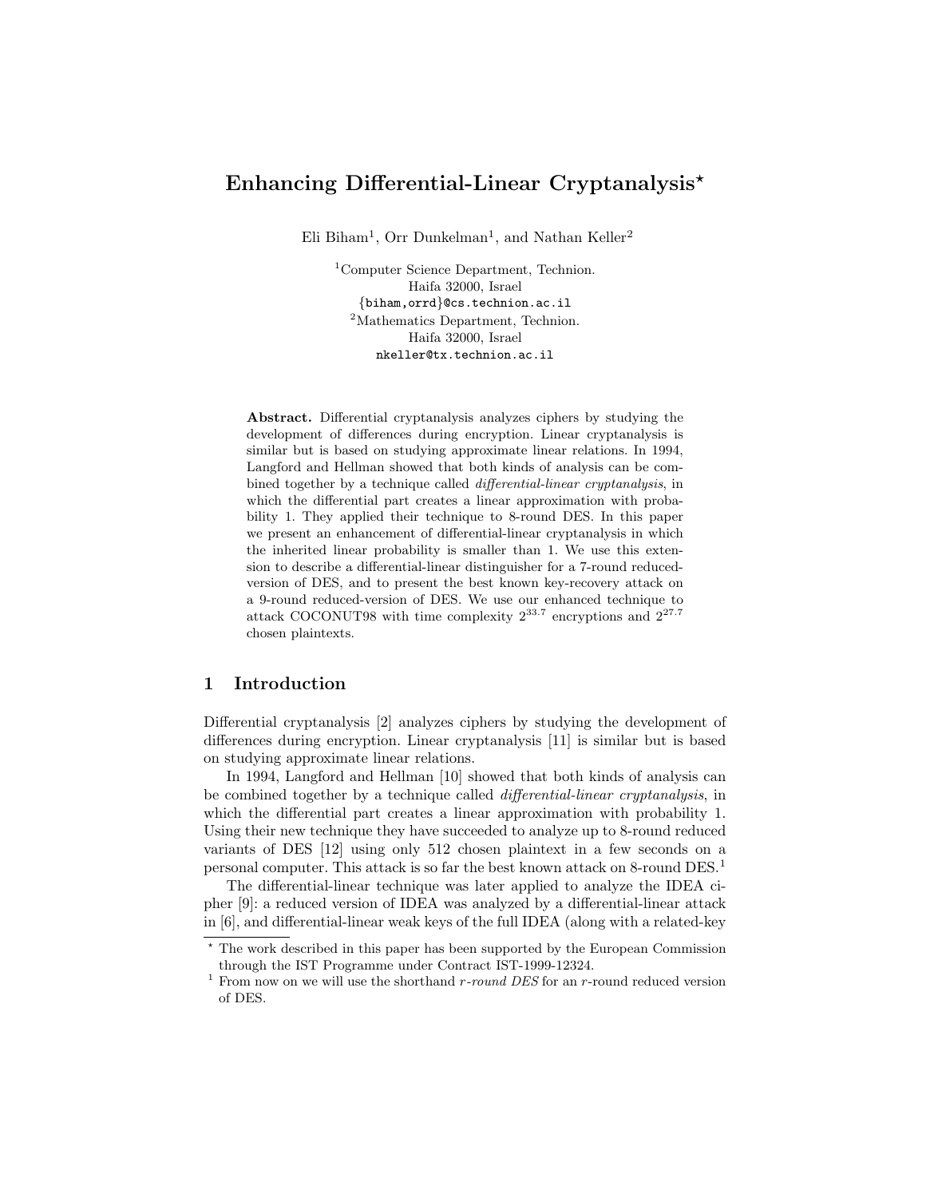# Enhancing Differential-Linear Cryptanalysis*

Eli Biham[1], Orr Dunkelman[1], and Nathan Keller[2]

[1]Computer Science Department, Technion.
Haifa 32000, Israel
{biham,orrd}@cs.technion.ac.il
[2]Mathematics Department, Technion.
Haifa 32000, Israel
nkeller@tx.technion.ac.il

**Abstract.** Differential cryptanalysis analyzes ciphers by studying the development of differences during encryption. Linear cryptanalysis is similar but is based on studying approximate linear relations. In 1994, Langford and Hellman showed that both kinds of analysis can be combined together by a technique called *differential-linear cryptanalysis*, in which the differential part creates a linear approximation with probability 1. They applied their technique to 8-round DES. In this paper we present an enhancement of differential-linear cryptanalysis in which the inherited linear probability is smaller than 1. We use this extension to describe a differential-linear distinguisher for a 7-round reduced-version of DES, and to present the best known key-recovery attack on a 9-round reduced-version of DES. We use our enhanced technique to attack COCONUT98 with time complexity $2^{33.7}$ encryptions and $2^{27.7}$ chosen plaintexts.

## 1 Introduction

Differential cryptanalysis [2] analyzes ciphers by studying the development of differences during encryption. Linear cryptanalysis [11] is similar but is based on studying approximate linear relations.

In 1994, Langford and Hellman [10] showed that both kinds of analysis can be combined together by a technique called *differential-linear cryptanalysis*, in which the differential part creates a linear approximation with probability 1. Using their new technique they have succeeded to analyze up to 8-round reduced variants of DES [12] using only 512 chosen plaintext in a few seconds on a personal computer. This attack is so far the best known attack on 8-round DES.[1]

The differential-linear technique was later applied to analyze the IDEA cipher [9]: a reduced version of IDEA was analyzed by a differential-linear attack in [6], and differential-linear weak keys of the full IDEA (along with a related-key

---

* The work described in this paper has been supported by the European Commission through the IST Programme under Contract IST-1999-12324.

[1] From now on we will use the shorthand *r-round DES* for an *r*-round reduced version of DES.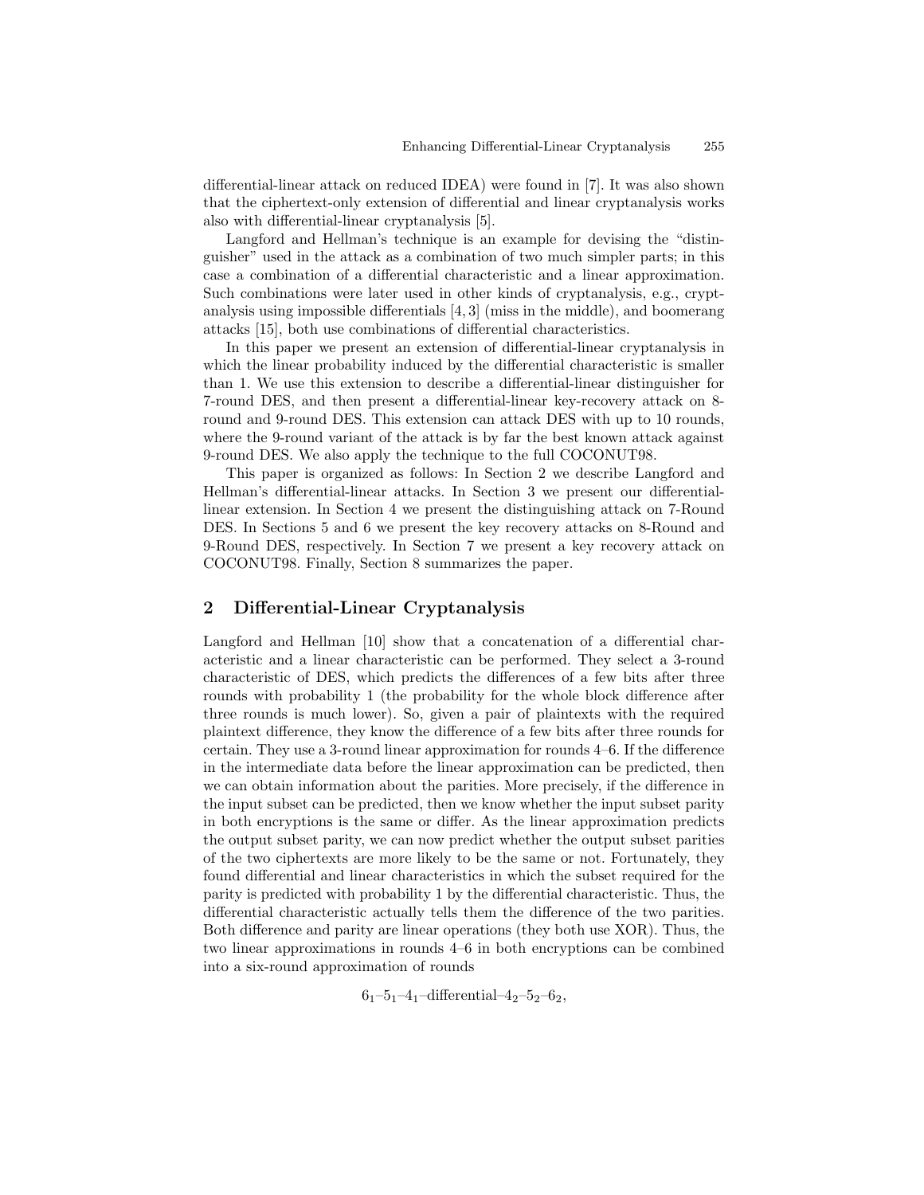differential-linear attack on reduced IDEA) were found in [7]. It was also shown that the ciphertext-only extension of differential and linear cryptanalysis works also with differential-linear cryptanalysis [5].

Langford and Hellman's technique is an example for devising the "distinguisher" used in the attack as a combination of two much simpler parts; in this case a combination of a differential characteristic and a linear approximation. Such combinations were later used in other kinds of cryptanalysis, e.g., cryptanalysis using impossible differentials [4, 3] (miss in the middle), and boomerang attacks [15], both use combinations of differential characteristics.

In this paper we present an extension of differential-linear cryptanalysis in which the linear probability induced by the differential characteristic is smaller than 1. We use this extension to describe a differential-linear distinguisher for 7-round DES, and then present a differential-linear key-recovery attack on 8-round and 9-round DES. This extension can attack DES with up to 10 rounds, where the 9-round variant of the attack is by far the best known attack against 9-round DES. We also apply the technique to the full COCONUT98.

This paper is organized as follows: In Section 2 we describe Langford and Hellman's differential-linear attacks. In Section 3 we present our differential-linear extension. In Section 4 we present the distinguishing attack on 7-Round DES. In Sections 5 and 6 we present the key recovery attacks on 8-Round and 9-Round DES, respectively. In Section 7 we present a key recovery attack on COCONUT98. Finally, Section 8 summarizes the paper.

## 2 Differential-Linear Cryptanalysis

Langford and Hellman [10] show that a concatenation of a differential characteristic and a linear characteristic can be performed. They select a 3-round characteristic of DES, which predicts the differences of a few bits after three rounds with probability 1 (the probability for the whole block difference after three rounds is much lower). So, given a pair of plaintexts with the required plaintext difference, they know the difference of a few bits after three rounds for certain. They use a 3-round linear approximation for rounds 4–6. If the difference in the intermediate data before the linear approximation can be predicted, then we can obtain information about the parities. More precisely, if the difference in the input subset can be predicted, then we know whether the input subset parity in both encryptions is the same or differ. As the linear approximation predicts the output subset parity, we can now predict whether the output subset parities of the two ciphertexts are more likely to be the same or not. Fortunately, they found differential and linear characteristics in which the subset required for the parity is predicted with probability 1 by the differential characteristic. Thus, the differential characteristic actually tells them the difference of the two parities. Both difference and parity are linear operations (they both use XOR). Thus, the two linear approximations in rounds 4–6 in both encryptions can be combined into a six-round approximation of rounds

$$6_1\text{–}5_1\text{–}4_1\text{–differential–}4_2\text{–}5_2\text{–}6_2,$$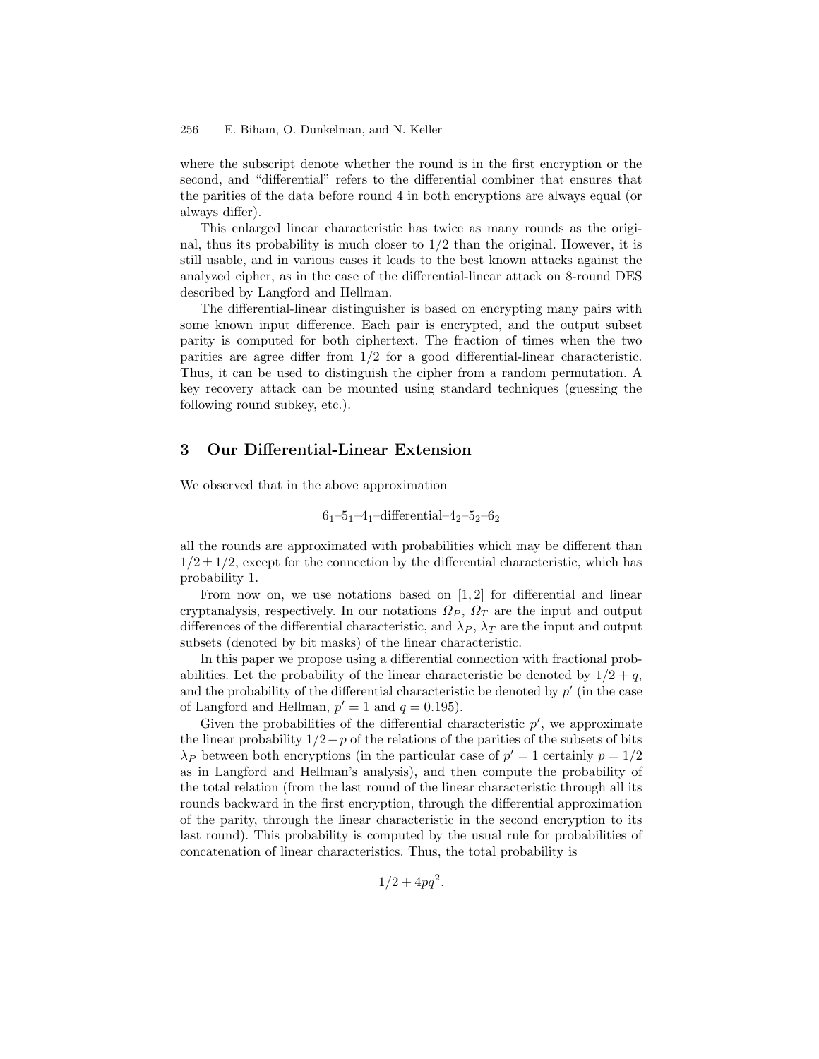where the subscript denote whether the round is in the first encryption or the second, and "differential" refers to the differential combiner that ensures that the parities of the data before round 4 in both encryptions are always equal (or always differ).

This enlarged linear characteristic has twice as many rounds as the original, thus its probability is much closer to 1/2 than the original. However, it is still usable, and in various cases it leads to the best known attacks against the analyzed cipher, as in the case of the differential-linear attack on 8-round DES described by Langford and Hellman.

The differential-linear distinguisher is based on encrypting many pairs with some known input difference. Each pair is encrypted, and the output subset parity is computed for both ciphertext. The fraction of times when the two parities are agree differ from 1/2 for a good differential-linear characteristic. Thus, it can be used to distinguish the cipher from a random permutation. A key recovery attack can be mounted using standard techniques (guessing the following round subkey, etc.).

## 3 Our Differential-Linear Extension

We observed that in the above approximation

$$6_1\text{–}5_1\text{–}4_1\text{–differential–}4_2\text{–}5_2\text{–}6_2$$

all the rounds are approximated with probabilities which may be different than $1/2 \pm 1/2$, except for the connection by the differential characteristic, which has probability 1.

From now on, we use notations based on [1, 2] for differential and linear cryptanalysis, respectively. In our notations $\Omega_P$, $\Omega_T$ are the input and output differences of the differential characteristic, and $\lambda_P$, $\lambda_T$ are the input and output subsets (denoted by bit masks) of the linear characteristic.

In this paper we propose using a differential connection with fractional probabilities. Let the probability of the linear characteristic be denoted by $1/2 + q$, and the probability of the differential characteristic be denoted by $p'$ (in the case of Langford and Hellman, $p' = 1$ and $q = 0.195$).

Given the probabilities of the differential characteristic $p'$, we approximate the linear probability $1/2 + p$ of the relations of the parities of the subsets of bits $\lambda_P$ between both encryptions (in the particular case of $p' = 1$ certainly $p = 1/2$ as in Langford and Hellman's analysis), and then compute the probability of the total relation (from the last round of the linear characteristic through all its rounds backward in the first encryption, through the differential approximation of the parity, through the linear characteristic in the second encryption to its last round). This probability is computed by the usual rule for probabilities of concatenation of linear characteristics. Thus, the total probability is

$$1/2 + 4pq^2.$$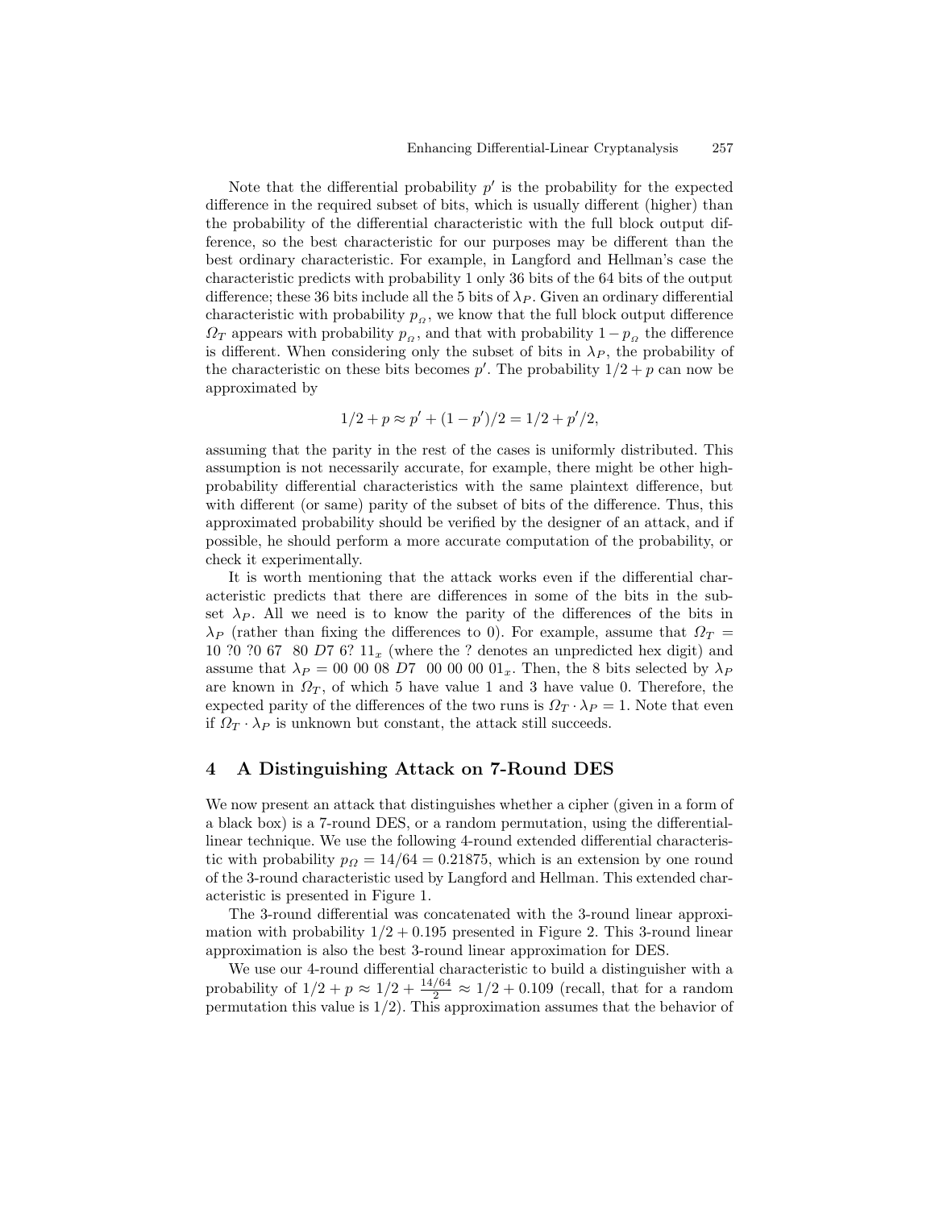Note that the differential probability $p'$ is the probability for the expected difference in the required subset of bits, which is usually different (higher) than the probability of the differential characteristic with the full block output difference, so the best characteristic for our purposes may be different than the best ordinary characteristic. For example, in Langford and Hellman's case the characteristic predicts with probability 1 only 36 bits of the 64 bits of the output difference; these 36 bits include all the 5 bits of $\lambda_P$. Given an ordinary differential characteristic with probability $p_{\Omega}$, we know that the full block output difference $\Omega_T$ appears with probability $p_{\Omega}$, and that with probability $1 - p_{\Omega}$ the difference is different. When considering only the subset of bits in $\lambda_P$, the probability of the characteristic on these bits becomes $p'$. The probability $1/2 + p$ can now be approximated by

$$1/2 + p \approx p' + (1 - p')/2 = 1/2 + p'/2,$$

assuming that the parity in the rest of the cases is uniformly distributed. This assumption is not necessarily accurate, for example, there might be other high-probability differential characteristics with the same plaintext difference, but with different (or same) parity of the subset of bits of the difference. Thus, this approximated probability should be verified by the designer of an attack, and if possible, he should perform a more accurate computation of the probability, or check it experimentally.

It is worth mentioning that the attack works even if the differential characteristic predicts that there are differences in some of the bits in the subset $\lambda_P$. All we need is to know the parity of the differences of the bits in $\lambda_P$ (rather than fixing the differences to 0). For example, assume that $\Omega_T =$ 10 ?0 ?0 67 80 $D7$ 6? $11_x$ (where the ? denotes an unpredicted hex digit) and assume that $\lambda_P =$ 00 00 08 $D7$ 00 00 00 $01_x$. Then, the 8 bits selected by $\lambda_P$ are known in $\Omega_T$, of which 5 have value 1 and 3 have value 0. Therefore, the expected parity of the differences of the two runs is $\Omega_T \cdot \lambda_P = 1$. Note that even if $\Omega_T \cdot \lambda_P$ is unknown but constant, the attack still succeeds.

## 4 A Distinguishing Attack on 7-Round DES

We now present an attack that distinguishes whether a cipher (given in a form of a black box) is a 7-round DES, or a random permutation, using the differential-linear technique. We use the following 4-round extended differential characteristic with probability $p_{\Omega} = 14/64 = 0.21875$, which is an extension by one round of the 3-round characteristic used by Langford and Hellman. This extended characteristic is presented in Figure 1.

The 3-round differential was concatenated with the 3-round linear approximation with probability $1/2 + 0.195$ presented in Figure 2. This 3-round linear approximation is also the best 3-round linear approximation for DES.

We use our 4-round differential characteristic to build a distinguisher with a probability of $1/2 + p \approx 1/2 + \frac{14/64}{2} \approx 1/2 + 0.109$ (recall, that for a random permutation this value is $1/2$). This approximation assumes that the behavior of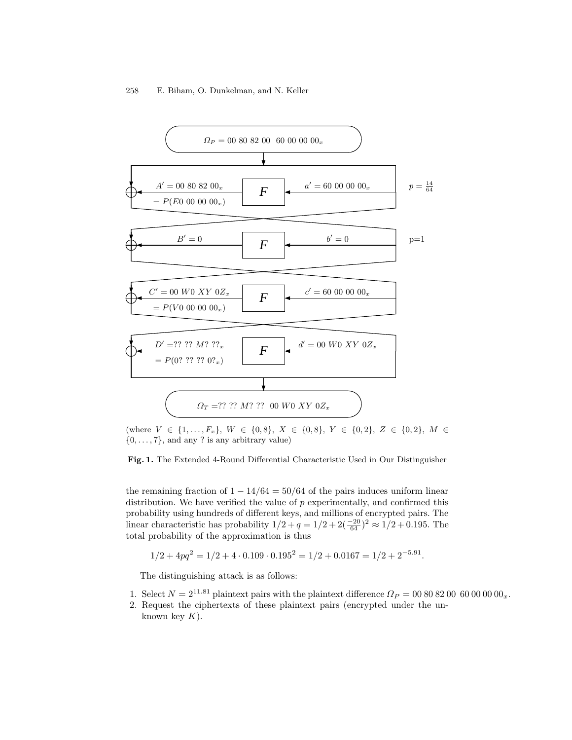$\Omega_P = 00\ 80\ 82\ 00\ \ 60\ 00\ 00\ 00_x$

| | | | | |
|---|---|---|---|---|
| $A' = 00\ 80\ 82\ 00_x$ $= P(E0\ 00\ 00\ 00_x)$ | $F$ | $a' = 60\ 00\ 00\ 00_x$ | $p = \frac{14}{64}$ |
| $B' = 0$ | $F$ | $b' = 0$ | p=1 |
| $C' = 00\ W0\ XY\ 0Z_x$ $= P(V0\ 00\ 00\ 00_x)$ | $F$ | $c' = 60\ 00\ 00\ 00_x$ | |
| $D' = ??\ ??\ M?\ ??_x$ $= P(0?\ ??\ ??\ 0?_x)$ | $F$ | $d' = 00\ W0\ XY\ 0Z_x$ | |

$\Omega_T = ??\ ??\ M?\ ??\ \ 00\ W0\ XY\ 0Z_x$

(where $V \in \{1, \ldots, F_x\}$, $W \in \{0, 8\}$, $X \in \{0, 8\}$, $Y \in \{0, 2\}$, $Z \in \{0, 2\}$, $M \in \{0, \ldots, 7\}$, and any ? is any arbitrary value)

**Fig. 1.** The Extended 4-Round Differential Characteristic Used in Our Distinguisher

the remaining fraction of $1 - 14/64 = 50/64$ of the pairs induces uniform linear distribution. We have verified the value of $p$ experimentally, and confirmed this probability using hundreds of different keys, and millions of encrypted pairs. The linear characteristic has probability $1/2 + q = 1/2 + 2(\frac{-20}{64})^2 \approx 1/2 + 0.195$. The total probability of the approximation is thus

$$1/2 + 4pq^2 = 1/2 + 4 \cdot 0.109 \cdot 0.195^2 = 1/2 + 0.0167 = 1/2 + 2^{-5.91}.$$

The distinguishing attack is as follows:

1. Select $N = 2^{11.81}$ plaintext pairs with the plaintext difference $\Omega_P = 00\ 80\ 82\ 00\ \ 60\ 00\ 00\ 00_x$.
2. Request the ciphertexts of these plaintext pairs (encrypted under the unknown key $K$).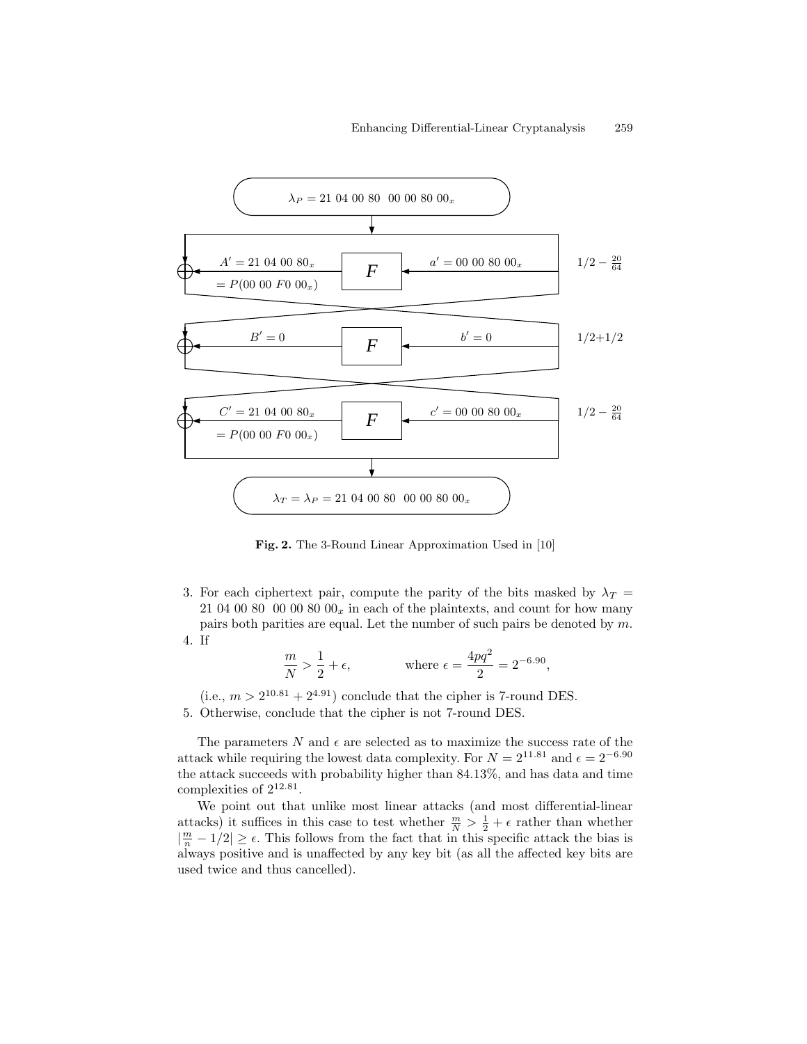$\lambda_P = 21\ 04\ 00\ 80\ \ 00\ 00\ 80\ 00_x$

| | | | |
|---|---|---|---|
| $A' = 21\ 04\ 00\ 80_x$ $= P(00\ 00\ F0\ 00_x)$ | $F$ | $a' = 00\ 00\ 80\ 00_x$ | $1/2 - \frac{20}{64}$ |
| $B' = 0$ | $F$ | $b' = 0$ | $1/2+1/2$ |
| $C' = 21\ 04\ 00\ 80_x$ $= P(00\ 00\ F0\ 00_x)$ | $F$ | $c' = 00\ 00\ 80\ 00_x$ | $1/2 - \frac{20}{64}$ |

$\lambda_T = \lambda_P = 21\ 04\ 00\ 80\ \ 00\ 00\ 80\ 00_x$

**Fig. 2.** The 3-Round Linear Approximation Used in [10]

3. For each ciphertext pair, compute the parity of the bits masked by $\lambda_T = 21\ 04\ 00\ 80\ \ 00\ 00\ 80\ 00_x$ in each of the plaintexts, and count for how many pairs both parities are equal. Let the number of such pairs be denoted by $m$.
4. If

$$\frac{m}{N} > \frac{1}{2} + \epsilon, \qquad \text{where } \epsilon = \frac{4pq^2}{2} = 2^{-6.90},$$

(i.e., $m > 2^{10.81} + 2^{4.91}$) conclude that the cipher is 7-round DES.
5. Otherwise, conclude that the cipher is not 7-round DES.

The parameters $N$ and $\epsilon$ are selected as to maximize the success rate of the attack while requiring the lowest data complexity. For $N = 2^{11.81}$ and $\epsilon = 2^{-6.90}$ the attack succeeds with probability higher than 84.13%, and has data and time complexities of $2^{12.81}$.

We point out that unlike most linear attacks (and most differential-linear attacks) it suffices in this case to test whether $\frac{m}{N} > \frac{1}{2} + \epsilon$ rather than whether $|\frac{m}{n} - 1/2| \geq \epsilon$. This follows from the fact that in this specific attack the bias is always positive and is unaffected by any key bit (as all the affected key bits are used twice and thus cancelled).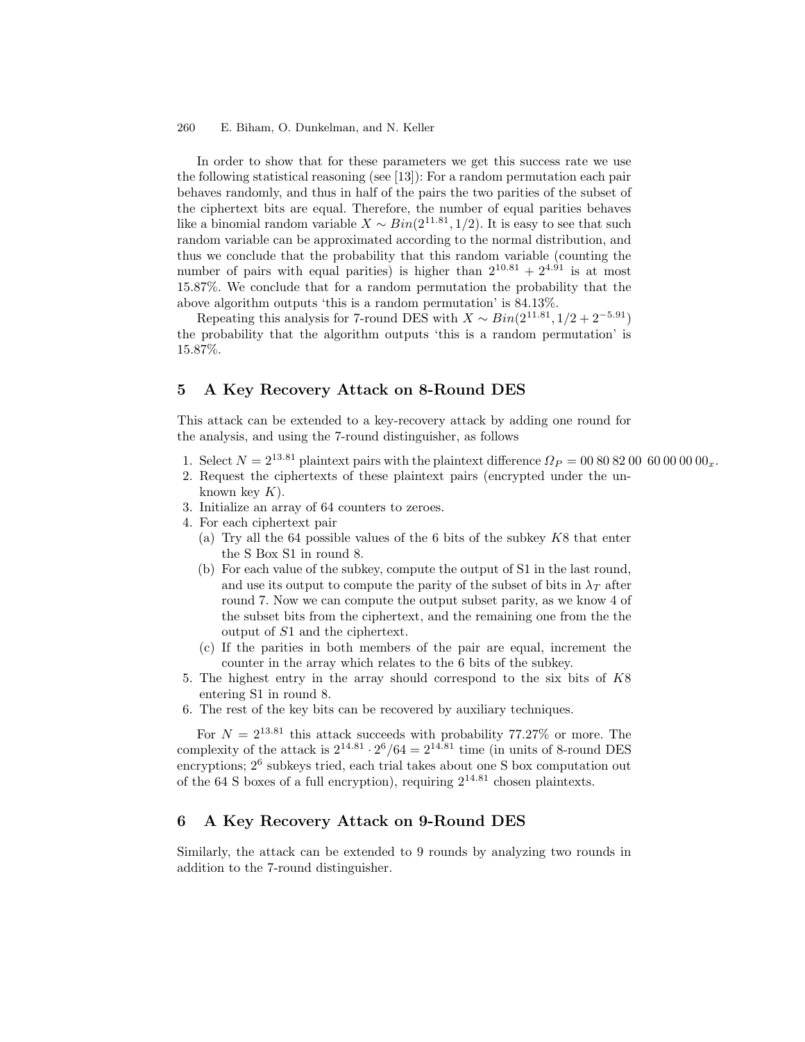In order to show that for these parameters we get this success rate we use the following statistical reasoning (see [13]): For a random permutation each pair behaves randomly, and thus in half of the pairs the two parities of the subset of the ciphertext bits are equal. Therefore, the number of equal parities behaves like a binomial random variable $X \sim Bin(2^{11.81}, 1/2)$. It is easy to see that such random variable can be approximated according to the normal distribution, and thus we conclude that the probability that this random variable (counting the number of pairs with equal parities) is higher than $2^{10.81} + 2^{4.91}$ is at most 15.87%. We conclude that for a random permutation the probability that the above algorithm outputs 'this is a random permutation' is 84.13%.

Repeating this analysis for 7-round DES with $X \sim Bin(2^{11.81}, 1/2 + 2^{-5.91})$ the probability that the algorithm outputs 'this is a random permutation' is 15.87%.

## 5 A Key Recovery Attack on 8-Round DES

This attack can be extended to a key-recovery attack by adding one round for the analysis, and using the 7-round distinguisher, as follows

1. Select $N = 2^{13.81}$ plaintext pairs with the plaintext difference $\Omega_P = 00\ 80\ 82\ 00\ \ 60\ 00\ 00\ 00_x$.
2. Request the ciphertexts of these plaintext pairs (encrypted under the unknown key $K$).
3. Initialize an array of 64 counters to zeroes.
4. For each ciphertext pair
   (a) Try all the 64 possible values of the 6 bits of the subkey $K8$ that enter the S Box S1 in round 8.
   (b) For each value of the subkey, compute the output of S1 in the last round, and use its output to compute the parity of the subset of bits in $\lambda_T$ after round 7. Now we can compute the output subset parity, as we know 4 of the subset bits from the ciphertext, and the remaining one from the the output of $S1$ and the ciphertext.
   (c) If the parities in both members of the pair are equal, increment the counter in the array which relates to the 6 bits of the subkey.
5. The highest entry in the array should correspond to the six bits of $K8$ entering S1 in round 8.
6. The rest of the key bits can be recovered by auxiliary techniques.

For $N = 2^{13.81}$ this attack succeeds with probability 77.27% or more. The complexity of the attack is $2^{14.81} \cdot 2^6/64 = 2^{14.81}$ time (in units of 8-round DES encryptions; $2^6$ subkeys tried, each trial takes about one S box computation out of the 64 S boxes of a full encryption), requiring $2^{14.81}$ chosen plaintexts.

## 6 A Key Recovery Attack on 9-Round DES

Similarly, the attack can be extended to 9 rounds by analyzing two rounds in addition to the 7-round distinguisher.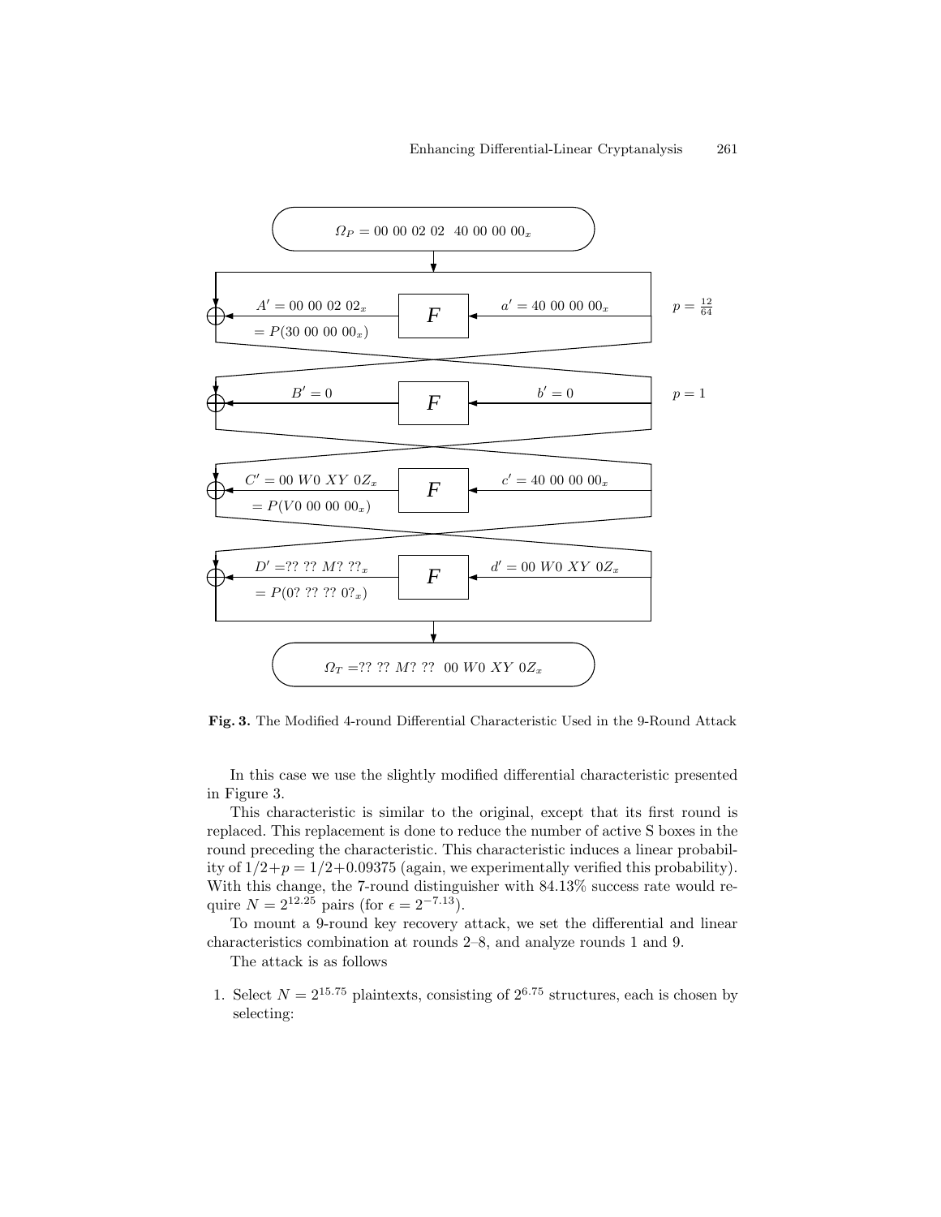$\Omega_P = 00\ 00\ 02\ 02\ \ 40\ 00\ 00\ 00_x$

$A' = 00\ 00\ 02\ 02_x = P(30\ 00\ 00\ 00_x)$ — $F$ — $a' = 40\ 00\ 00\ 00_x$ — $p = \frac{12}{64}$

$B' = 0$ — $F$ — $b' = 0$ — $p = 1$

$C' = 00\ W0\ XY\ 0Z_x = P(V0\ 00\ 00\ 00_x)$ — $F$ — $c' = 40\ 00\ 00\ 00_x$

$D' = ??\ ??\ M?\ ??_x = P(0?\ ??\ ??\ 0?_x)$ — $F$ — $d' = 00\ W0\ XY\ 0Z_x$

$\Omega_T = ??\ ??\ M?\ ??\ \ 00\ W0\ XY\ 0Z_x$

**Fig. 3.** The Modified 4-round Differential Characteristic Used in the 9-Round Attack

In this case we use the slightly modified differential characteristic presented in Figure 3.

This characteristic is similar to the original, except that its first round is replaced. This replacement is done to reduce the number of active S boxes in the round preceding the characteristic. This characteristic induces a linear probability of $1/2+p = 1/2+0.09375$ (again, we experimentally verified this probability). With this change, the 7-round distinguisher with 84.13% success rate would require $N = 2^{12.25}$ pairs (for $\epsilon = 2^{-7.13}$).

To mount a 9-round key recovery attack, we set the differential and linear characteristics combination at rounds 2–8, and analyze rounds 1 and 9.

The attack is as follows

1. Select $N = 2^{15.75}$ plaintexts, consisting of $2^{6.75}$ structures, each is chosen by selecting: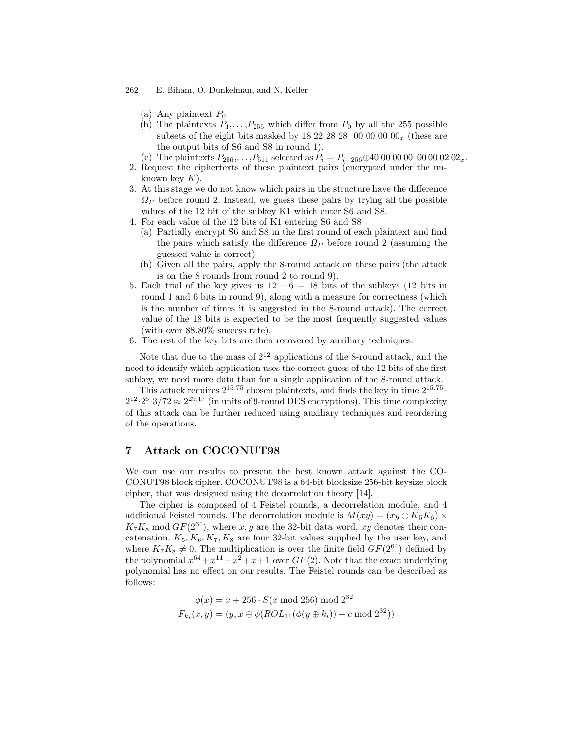(a) Any plaintext $P_0$
   (b) The plaintexts $P_1,\ldots,P_{255}$ which differ from $P_0$ by all the 255 possible subsets of the eight bits masked by 18 22 28 28  00 00 00 $00_x$ (these are the output bits of S6 and S8 in round 1).
   (c) The plaintexts $P_{256},\ldots,P_{511}$ selected as $P_i = P_{i-256} \oplus 40\ 00\ 00\ 00\ \ 00\ 00\ 02\ 02_x$.
2. Request the ciphertexts of these plaintext pairs (encrypted under the unknown key $K$).
3. At this stage we do not know which pairs in the structure have the difference $\Omega_P$ before round 2. Instead, we guess these pairs by trying all the possible values of the 12 bit of the subkey K1 which enter S6 and S8.
4. For each value of the 12 bits of K1 entering S6 and S8
   (a) Partially encrypt S6 and S8 in the first round of each plaintext and find the pairs which satisfy the difference $\Omega_P$ before round 2 (assuming the guessed value is correct)
   (b) Given all the pairs, apply the 8-round attack on these pairs (the attack is on the 8 rounds from round 2 to round 9).
5. Each trial of the key gives us $12 + 6 = 18$ bits of the subkeys (12 bits in round 1 and 6 bits in round 9), along with a measure for correctness (which is the number of times it is suggested in the 8-round attack). The correct value of the 18 bits is expected to be the most frequently suggested values (with over 88.80% success rate).
6. The rest of the key bits are then recovered by auxiliary techniques.

Note that due to the mass of $2^{12}$ applications of the 8-round attack, and the need to identify which application uses the correct guess of the 12 bits of the first subkey, we need more data than for a single application of the 8-round attack.

This attack requires $2^{15.75}$ chosen plaintexts, and finds the key in time $2^{15.75} \cdot 2^{12} \cdot 2^{6} \cdot 3/72 \approx 2^{29.17}$ (in units of 9-round DES encryptions). This time complexity of this attack can be further reduced using auxiliary techniques and reordering of the operations.

## 7 Attack on COCONUT98

We can use our results to present the best known attack against the COCONUT98 block cipher. COCONUT98 is a 64-bit blocksize 256-bit keysize block cipher, that was designed using the decorrelation theory [14].

The cipher is composed of 4 Feistel rounds, a decorrelation module, and 4 additional Feistel rounds. The decorrelation module is $M(xy) = (xy \oplus K_5K_6) \times K_7K_8 \bmod GF(2^{64})$, where $x, y$ are the 32-bit data word, $xy$ denotes their concatenation. $K_5, K_6, K_7, K_8$ are four 32-bit values supplied by the user key, and where $K_7K_8 \neq 0$. The multiplication is over the finite field $GF(2^{64})$ defined by the polynomial $x^{64}+x^{11}+x^2+x+1$ over $GF(2)$. Note that the exact underlying polynomial has no effect on our results. The Feistel rounds can be described as follows:

$$\phi(x) = x + 256 \cdot S(x \bmod 256) \bmod 2^{32}$$
$$F_{k_i}(x, y) = (y, x \oplus \phi(ROL_{11}(\phi(y \oplus k_i)) + c \bmod 2^{32}))$$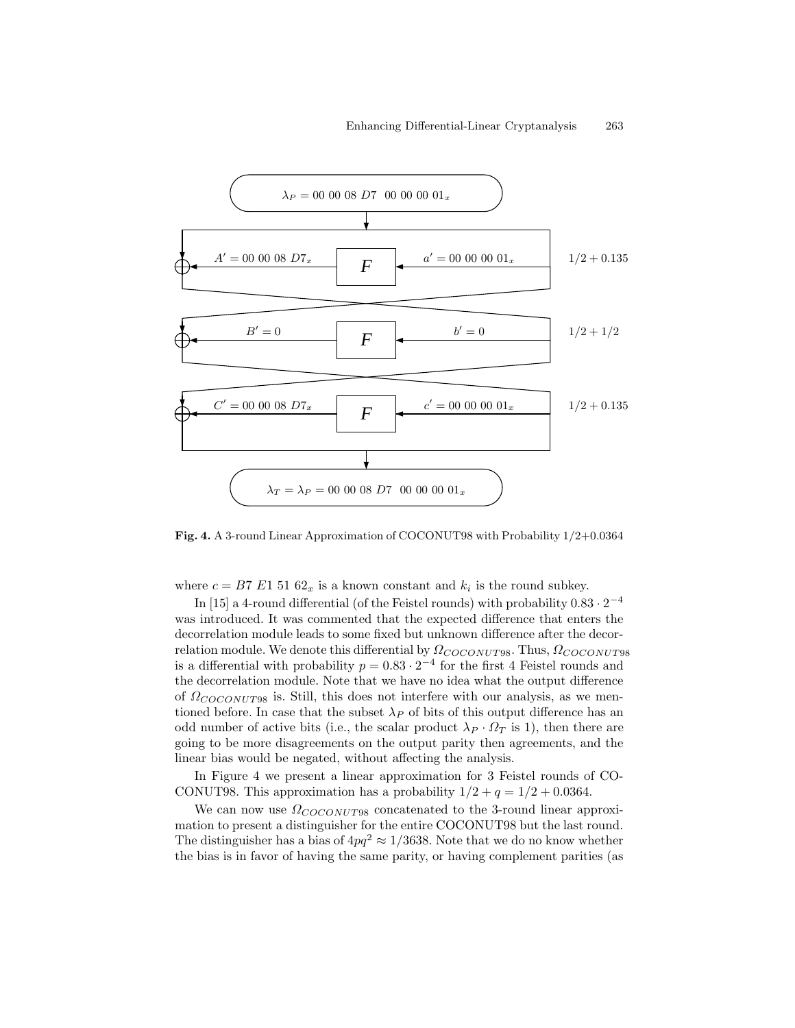$\lambda_P = 00\ 00\ 08\ D7\ \ 00\ 00\ 00\ 01_x$

$A' = 00\ 00\ 08\ D7_x$ — $F$ — $a' = 00\ 00\ 00\ 01_x$ — $1/2 + 0.135$

$B' = 0$ — $F$ — $b' = 0$ — $1/2 + 1/2$

$C' = 00\ 00\ 08\ D7_x$ — $F$ — $c' = 00\ 00\ 00\ 01_x$ — $1/2 + 0.135$

$\lambda_T = \lambda_P = 00\ 00\ 08\ D7\ \ 00\ 00\ 00\ 01_x$

**Fig. 4.** A 3-round Linear Approximation of COCONUT98 with Probability 1/2+0.0364

where $c = B7\ E1\ 51\ 62_x$ is a known constant and $k_i$ is the round subkey.

In [15] a 4-round differential (of the Feistel rounds) with probability $0.83 \cdot 2^{-4}$ was introduced. It was commented that the expected difference that enters the decorrelation module leads to some fixed but unknown difference after the decorrelation module. We denote this differential by $\Omega_{COCONUT98}$. Thus, $\Omega_{COCONUT98}$ is a differential with probability $p = 0.83 \cdot 2^{-4}$ for the first 4 Feistel rounds and the decorrelation module. Note that we have no idea what the output difference of $\Omega_{COCONUT98}$ is. Still, this does not interfere with our analysis, as we mentioned before. In case that the subset $\lambda_P$ of bits of this output difference has an odd number of active bits (i.e., the scalar product $\lambda_P \cdot \Omega_T$ is 1), then there are going to be more disagreements on the output parity then agreements, and the linear bias would be negated, without affecting the analysis.

In Figure 4 we present a linear approximation for 3 Feistel rounds of COCONUT98. This approximation has a probability $1/2 + q = 1/2 + 0.0364$.

We can now use $\Omega_{COCONUT98}$ concatenated to the 3-round linear approximation to present a distinguisher for the entire COCONUT98 but the last round. The distinguisher has a bias of $4pq^2 \approx 1/3638$. Note that we do no know whether the bias is in favor of having the same parity, or having complement parities (as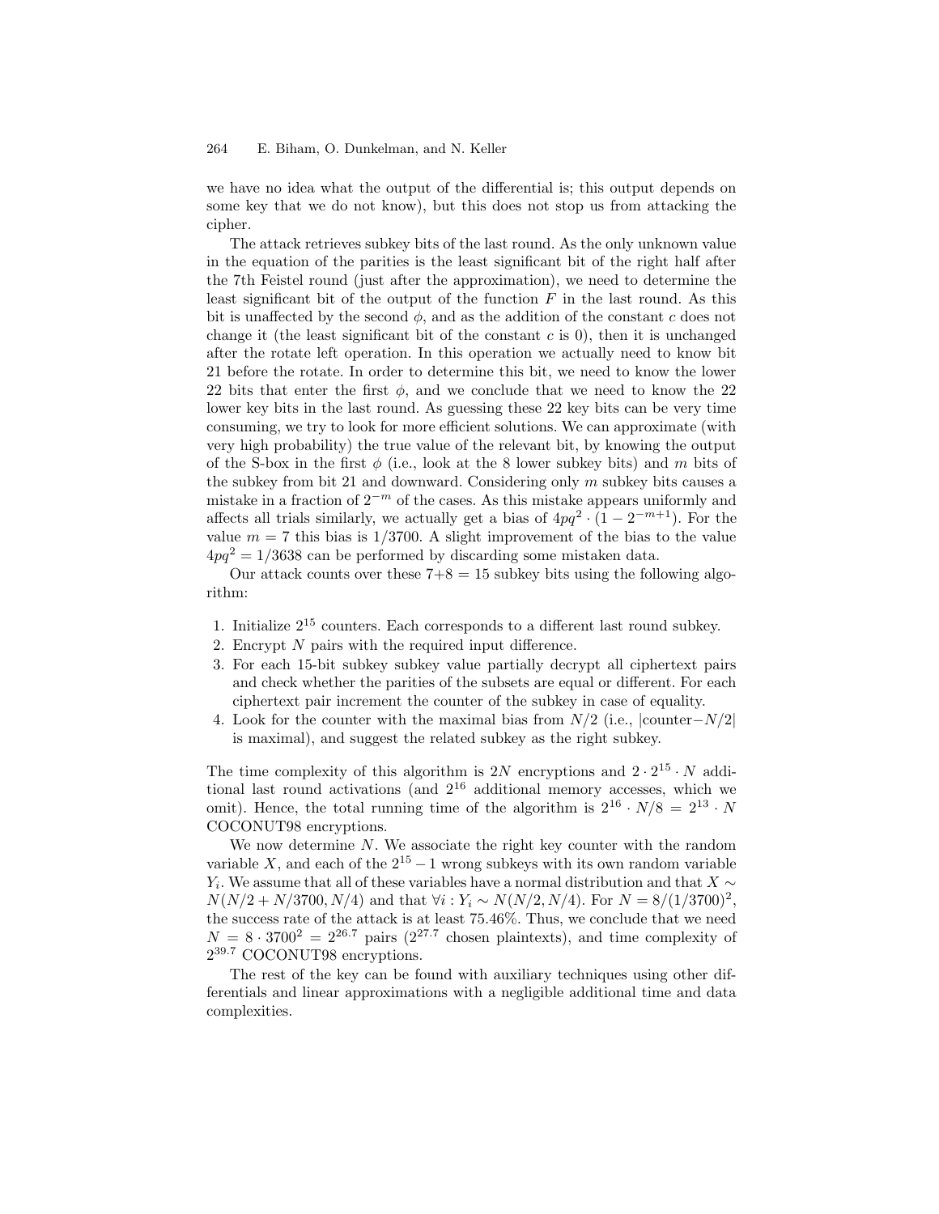we have no idea what the output of the differential is; this output depends on some key that we do not know), but this does not stop us from attacking the cipher.

The attack retrieves subkey bits of the last round. As the only unknown value in the equation of the parities is the least significant bit of the right half after the 7th Feistel round (just after the approximation), we need to determine the least significant bit of the output of the function $F$ in the last round. As this bit is unaffected by the second $\phi$, and as the addition of the constant $c$ does not change it (the least significant bit of the constant $c$ is 0), then it is unchanged after the rotate left operation. In this operation we actually need to know bit 21 before the rotate. In order to determine this bit, we need to know the lower 22 bits that enter the first $\phi$, and we conclude that we need to know the 22 lower key bits in the last round. As guessing these 22 key bits can be very time consuming, we try to look for more efficient solutions. We can approximate (with very high probability) the true value of the relevant bit, by knowing the output of the S-box in the first $\phi$ (i.e., look at the 8 lower subkey bits) and $m$ bits of the subkey from bit 21 and downward. Considering only $m$ subkey bits causes a mistake in a fraction of $2^{-m}$ of the cases. As this mistake appears uniformly and affects all trials similarly, we actually get a bias of $4pq^2 \cdot (1 - 2^{-m+1})$. For the value $m = 7$ this bias is $1/3700$. A slight improvement of the bias to the value $4pq^2 = 1/3638$ can be performed by discarding some mistaken data.

Our attack counts over these 7+8 = 15 subkey bits using the following algorithm:

1. Initialize $2^{15}$ counters. Each corresponds to a different last round subkey.
2. Encrypt $N$ pairs with the required input difference.
3. For each 15-bit subkey subkey value partially decrypt all ciphertext pairs and check whether the parities of the subsets are equal or different. For each ciphertext pair increment the counter of the subkey in case of equality.
4. Look for the counter with the maximal bias from $N/2$ (i.e., $|\text{counter}-N/2|$ is maximal), and suggest the related subkey as the right subkey.

The time complexity of this algorithm is $2N$ encryptions and $2 \cdot 2^{15} \cdot N$ additional last round activations (and $2^{16}$ additional memory accesses, which we omit). Hence, the total running time of the algorithm is $2^{16} \cdot N/8 = 2^{13} \cdot N$ COCONUT98 encryptions.

We now determine $N$. We associate the right key counter with the random variable $X$, and each of the $2^{15} - 1$ wrong subkeys with its own random variable $Y_i$. We assume that all of these variables have a normal distribution and that $X \sim N(N/2 + N/3700, N/4)$ and that $\forall i : Y_i \sim N(N/2, N/4)$. For $N = 8/(1/3700)^2$, the success rate of the attack is at least 75.46%. Thus, we conclude that we need $N = 8 \cdot 3700^2 = 2^{26.7}$ pairs ($2^{27.7}$ chosen plaintexts), and time complexity of $2^{39.7}$ COCONUT98 encryptions.

The rest of the key can be found with auxiliary techniques using other differentials and linear approximations with a negligible additional time and data complexities.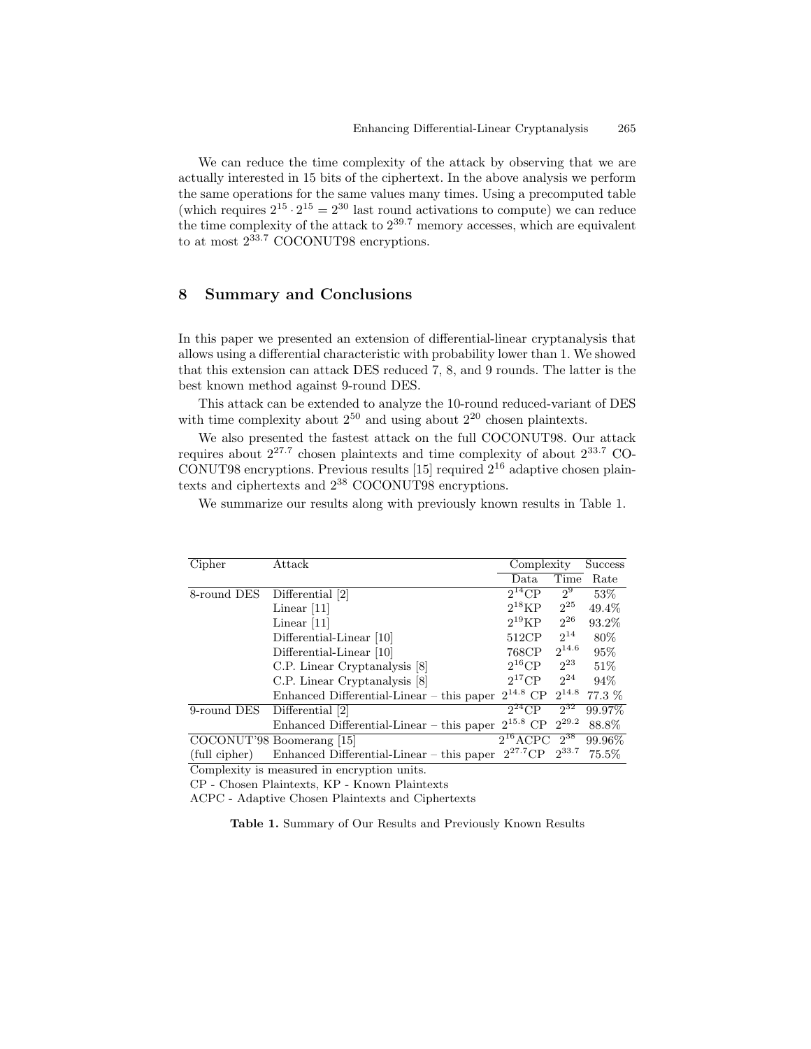We can reduce the time complexity of the attack by observing that we are actually interested in 15 bits of the ciphertext. In the above analysis we perform the same operations for the same values many times. Using a precomputed table (which requires $2^{15} \cdot 2^{15} = 2^{30}$ last round activations to compute) we can reduce the time complexity of the attack to $2^{39.7}$ memory accesses, which are equivalent to at most $2^{33.7}$ COCONUT98 encryptions.

## 8 Summary and Conclusions

In this paper we presented an extension of differential-linear cryptanalysis that allows using a differential characteristic with probability lower than 1. We showed that this extension can attack DES reduced 7, 8, and 9 rounds. The latter is the best known method against 9-round DES.

This attack can be extended to analyze the 10-round reduced-variant of DES with time complexity about $2^{50}$ and using about $2^{20}$ chosen plaintexts.

We also presented the fastest attack on the full COCONUT98. Our attack requires about $2^{27.7}$ chosen plaintexts and time complexity of about $2^{33.7}$ COCONUT98 encryptions. Previous results [15] required $2^{16}$ adaptive chosen plaintexts and ciphertexts and $2^{38}$ COCONUT98 encryptions.

We summarize our results along with previously known results in Table 1.

| Cipher | Attack | Complexity | | Success |
|---|---|---|---|---|
| | | Data | Time | Rate |
| 8-round DES | Differential [2] | $2^{14}$CP | $2^{9}$ | 53% |
| | Linear [11] | $2^{18}$KP | $2^{25}$ | 49.4% |
| | Linear [11] | $2^{19}$KP | $2^{26}$ | 93.2% |
| | Differential-Linear [10] | 512CP | $2^{14}$ | 80% |
| | Differential-Linear [10] | 768CP | $2^{14.6}$ | 95% |
| | C.P. Linear Cryptanalysis [8] | $2^{16}$CP | $2^{23}$ | 51% |
| | C.P. Linear Cryptanalysis [8] | $2^{17}$CP | $2^{24}$ | 94% |
| | Enhanced Differential-Linear – this paper | $2^{14.8}$ CP | $2^{14.8}$ | 77.3 % |
| 9-round DES | Differential [2] | $2^{24}$CP | $2^{32}$ | 99.97% |
| | Enhanced Differential-Linear – this paper | $2^{15.8}$ CP | $2^{29.2}$ | 88.8% |
| COCONUT'98 | Boomerang [15] | $2^{16}$ACPC | $2^{38}$ | 99.96% |
| (full cipher) | Enhanced Differential-Linear – this paper | $2^{27.7}$CP | $2^{33.7}$ | 75.5% |

Complexity is measured in encryption units.

CP - Chosen Plaintexts, KP - Known Plaintexts

ACPC - Adaptive Chosen Plaintexts and Ciphertexts

**Table 1.** Summary of Our Results and Previously Known Results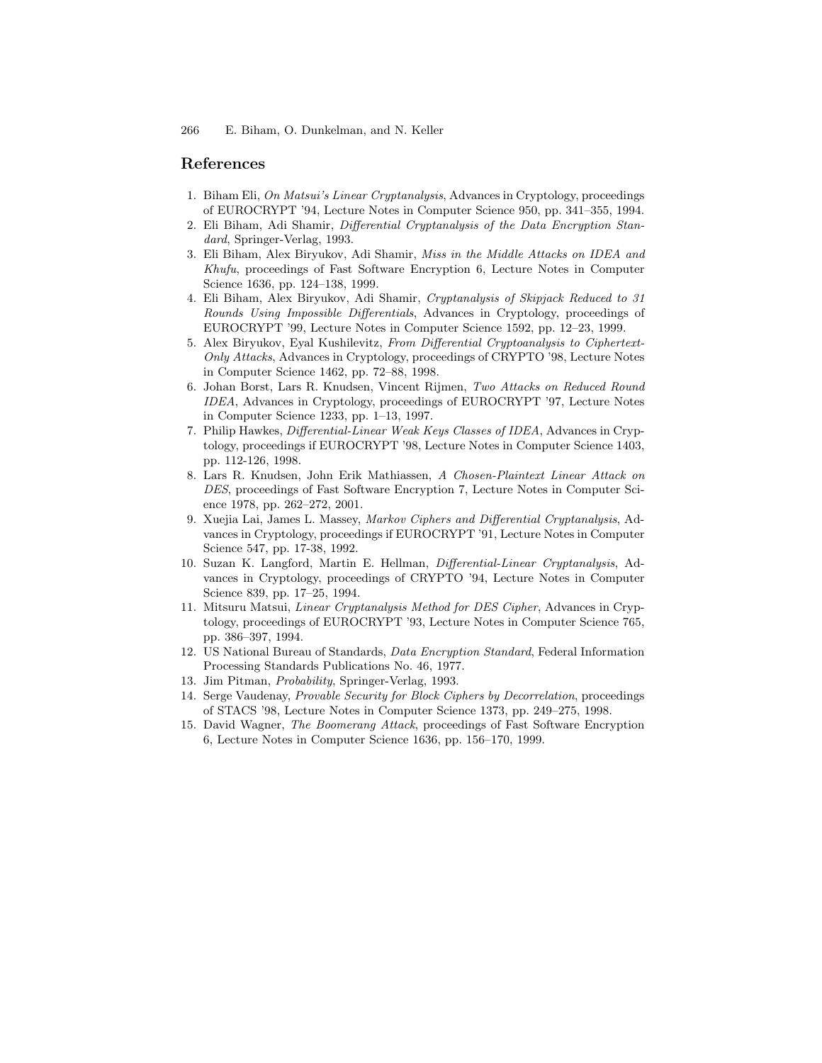## References

1. Biham Eli, *On Matsui's Linear Cryptanalysis*, Advances in Cryptology, proceedings of EUROCRYPT '94, Lecture Notes in Computer Science 950, pp. 341–355, 1994.
2. Eli Biham, Adi Shamir, *Differential Cryptanalysis of the Data Encryption Standard*, Springer-Verlag, 1993.
3. Eli Biham, Alex Biryukov, Adi Shamir, *Miss in the Middle Attacks on IDEA and Khufu*, proceedings of Fast Software Encryption 6, Lecture Notes in Computer Science 1636, pp. 124–138, 1999.
4. Eli Biham, Alex Biryukov, Adi Shamir, *Cryptanalysis of Skipjack Reduced to 31 Rounds Using Impossible Differentials*, Advances in Cryptology, proceedings of EUROCRYPT '99, Lecture Notes in Computer Science 1592, pp. 12–23, 1999.
5. Alex Biryukov, Eyal Kushilevitz, *From Differential Cryptoanalysis to Ciphertext-Only Attacks*, Advances in Cryptology, proceedings of CRYPTO '98, Lecture Notes in Computer Science 1462, pp. 72–88, 1998.
6. Johan Borst, Lars R. Knudsen, Vincent Rijmen, *Two Attacks on Reduced Round IDEA*, Advances in Cryptology, proceedings of EUROCRYPT '97, Lecture Notes in Computer Science 1233, pp. 1–13, 1997.
7. Philip Hawkes, *Differential-Linear Weak Keys Classes of IDEA*, Advances in Cryptology, proceedings if EUROCRYPT '98, Lecture Notes in Computer Science 1403, pp. 112-126, 1998.
8. Lars R. Knudsen, John Erik Mathiassen, *A Chosen-Plaintext Linear Attack on DES*, proceedings of Fast Software Encryption 7, Lecture Notes in Computer Science 1978, pp. 262–272, 2001.
9. Xuejia Lai, James L. Massey, *Markov Ciphers and Differential Cryptanalysis*, Advances in Cryptology, proceedings if EUROCRYPT '91, Lecture Notes in Computer Science 547, pp. 17-38, 1992.
10. Suzan K. Langford, Martin E. Hellman, *Differential-Linear Cryptanalysis*, Advances in Cryptology, proceedings of CRYPTO '94, Lecture Notes in Computer Science 839, pp. 17–25, 1994.
11. Mitsuru Matsui, *Linear Cryptanalysis Method for DES Cipher*, Advances in Cryptology, proceedings of EUROCRYPT '93, Lecture Notes in Computer Science 765, pp. 386–397, 1994.
12. US National Bureau of Standards, *Data Encryption Standard*, Federal Information Processing Standards Publications No. 46, 1977.
13. Jim Pitman, *Probability*, Springer-Verlag, 1993.
14. Serge Vaudenay, *Provable Security for Block Ciphers by Decorrelation*, proceedings of STACS '98, Lecture Notes in Computer Science 1373, pp. 249–275, 1998.
15. David Wagner, *The Boomerang Attack*, proceedings of Fast Software Encryption 6, Lecture Notes in Computer Science 1636, pp. 156–170, 1999.